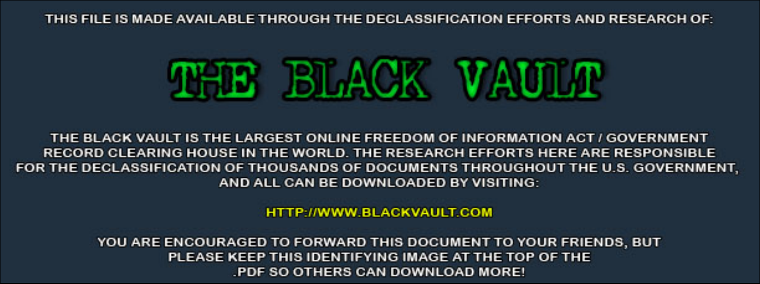THIS FILE IS MADE AVAILABLE THROUGH THE DECLASSIFICATION EFFORTS AND RESEARCH OF:

# THE BLACK VAULT

THE BLACK VAULT IS THE LARGEST ONLINE FREEDOM OF INFORMATION ACT / GOVERNMENT RECORD CLEARING HOUSE IN THE WORLD. THE RESEARCH EFFORTS HERE ARE RESPONSIBLE FOR THE DECLASSIFICATION OF THOUSANDS OF DOCUMENTS THROUGHOUT THE U.S. GOVERNMENT, AND ALL CAN BE DOWNLOADED BY VISITING:

HTTP://WWW.BLACKVAULT.COM

YOU ARE ENCOURAGED TO FORWARD THIS DOCUMENT TO YOUR FRIENDS, BUT PLEASE KEEP THIS IDENTIFYING IMAGE AT THE TOP OF THE .PDF SO OTHERS CAN DOWNLOAD MORE!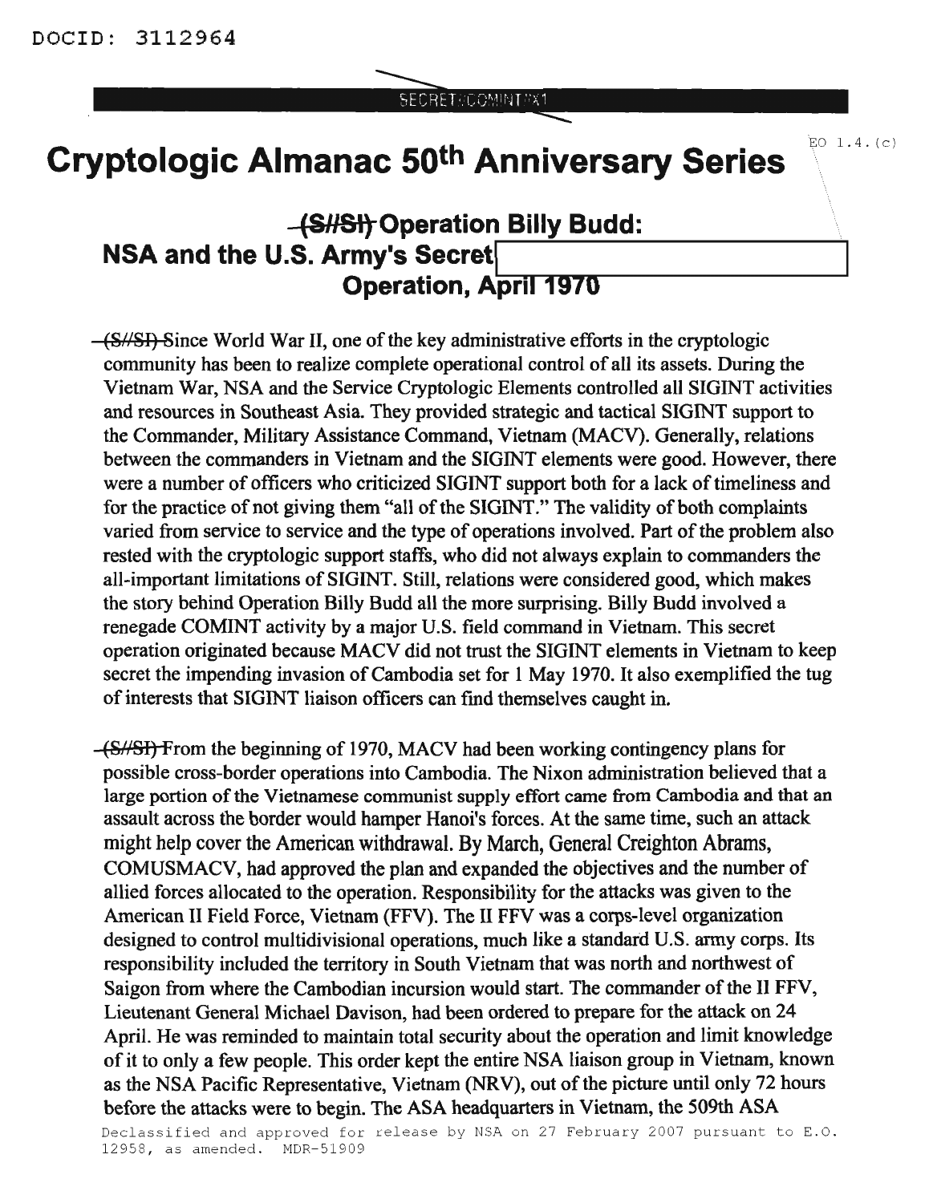DOCID: 3112964

SECRET//COMINT//X1

EO 1.4.(c)

# Cryptologic Almanac 50th Anniversary Series

## ~~(S//SI)~~ Operation Billy Budd: NSA and the U.S. Army's Secret [redacted] Operation, April 1970

~~(S//SI)~~ Since World War II, one of the key administrative efforts in the cryptologic community has been to realize complete operational control of all its assets. During the Vietnam War, NSA and the Service Cryptologic Elements controlled all SIGINT activities and resources in Southeast Asia. They provided strategic and tactical SIGINT support to the Commander, Military Assistance Command, Vietnam (MACV). Generally, relations between the commanders in Vietnam and the SIGINT elements were good. However, there were a number of officers who criticized SIGINT support both for a lack of timeliness and for the practice of not giving them "all of the SIGINT." The validity of both complaints varied from service to service and the type of operations involved. Part of the problem also rested with the cryptologic support staffs, who did not always explain to commanders the all-important limitations of SIGINT. Still, relations were considered good, which makes the story behind Operation Billy Budd all the more surprising. Billy Budd involved a renegade COMINT activity by a major U.S. field command in Vietnam. This secret operation originated because MACV did not trust the SIGINT elements in Vietnam to keep secret the impending invasion of Cambodia set for 1 May 1970. It also exemplified the tug of interests that SIGINT liaison officers can find themselves caught in.

~~(S//SI)~~ From the beginning of 1970, MACV had been working contingency plans for possible cross-border operations into Cambodia. The Nixon administration believed that a large portion of the Vietnamese communist supply effort came from Cambodia and that an assault across the border would hamper Hanoi's forces. At the same time, such an attack might help cover the American withdrawal. By March, General Creighton Abrams, COMUSMACV, had approved the plan and expanded the objectives and the number of allied forces allocated to the operation. Responsibility for the attacks was given to the American II Field Force, Vietnam (FFV). The II FFV was a corps-level organization designed to control multidivisional operations, much like a standard U.S. army corps. Its responsibility included the territory in South Vietnam that was north and northwest of Saigon from where the Cambodian incursion would start. The commander of the II FFV, Lieutenant General Michael Davison, had been ordered to prepare for the attack on 24 April. He was reminded to maintain total security about the operation and limit knowledge of it to only a few people. This order kept the entire NSA liaison group in Vietnam, known as the NSA Pacific Representative, Vietnam (NRV), out of the picture until only 72 hours before the attacks were to begin. The ASA headquarters in Vietnam, the 509th ASA

Declassified and approved for release by NSA on 27 February 2007 pursuant to E.O. 12958, as amended. MDR-51909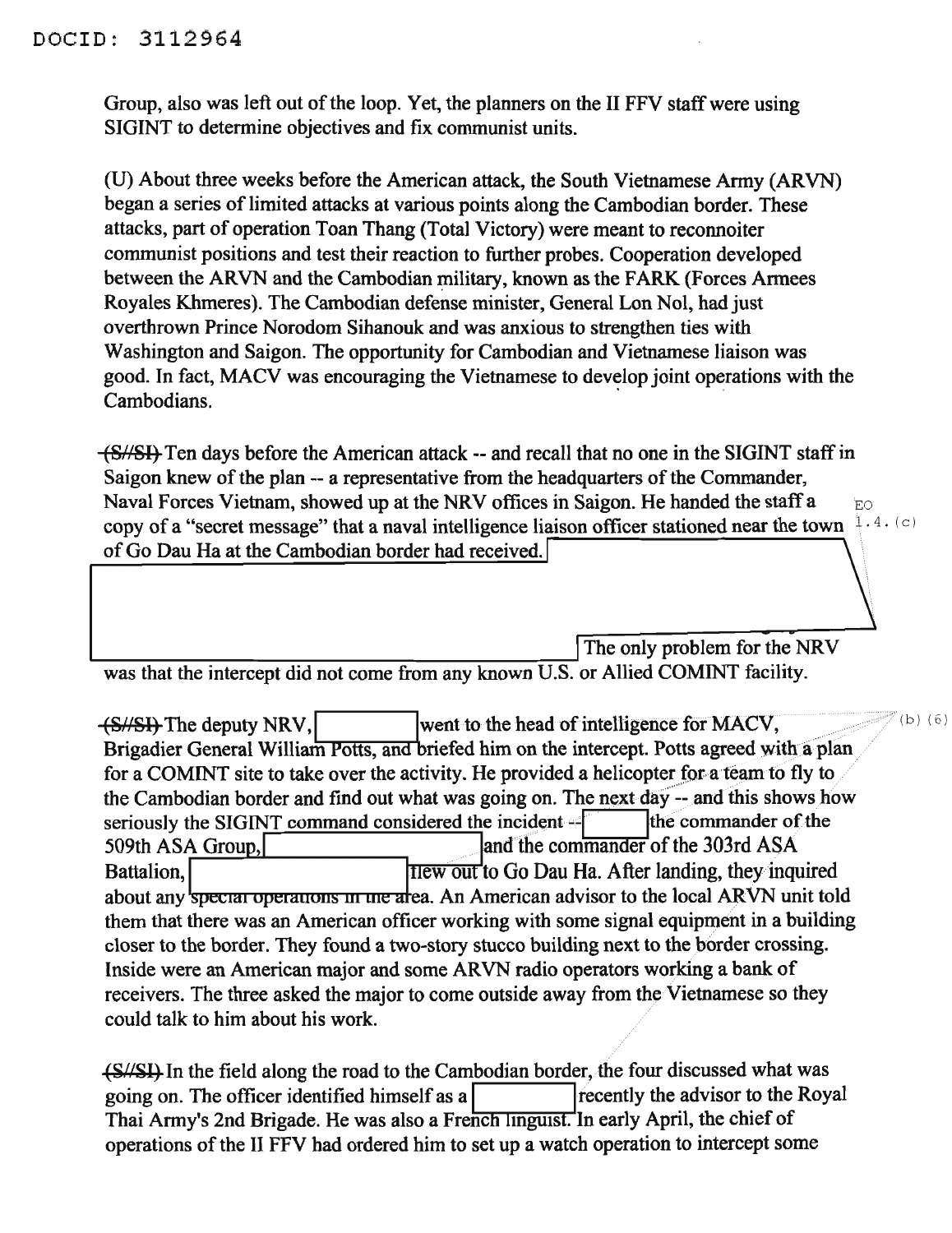Group, also was left out of the loop. Yet, the planners on the II FFV staff were using SIGINT to determine objectives and fix communist units.

(U) About three weeks before the American attack, the South Vietnamese Army (ARVN) began a series of limited attacks at various points along the Cambodian border. These attacks, part of operation Toan Thang (Total Victory) were meant to reconnoiter communist positions and test their reaction to further probes. Cooperation developed between the ARVN and the Cambodian military, known as the FARK (Forces Armees Royales Khmeres). The Cambodian defense minister, General Lon Nol, had just overthrown Prince Norodom Sihanouk and was anxious to strengthen ties with Washington and Saigon. The opportunity for Cambodian and Vietnamese liaison was good. In fact, MACV was encouraging the Vietnamese to develop joint operations with the Cambodians.

~~(S//SI)~~ Ten days before the American attack -- and recall that no one in the SIGINT staff in Saigon knew of the plan -- a representative from the headquarters of the Commander, Naval Forces Vietnam, showed up at the NRV offices in Saigon. He handed the staff a copy of a "secret message" that a naval intelligence liaison officer stationed near the town of Go Dau Ha at the Cambodian border had received. [REDACTED] The only problem for the NRV was that the intercept did not come from any known U.S. or Allied COMINT facility.

EO 1.4.(c)

~~(S//SI)~~ The deputy NRV, [REDACTED] went to the head of intelligence for MACV, Brigadier General William Potts, and briefed him on the intercept. Potts agreed with a plan for a COMINT site to take over the activity. He provided a helicopter for a team to fly to the Cambodian border and find out what was going on. The next day -- and this shows how seriously the SIGINT command considered the incident -- [REDACTED] the commander of the 509th ASA Group, [REDACTED] and the commander of the 303rd ASA Battalion, [REDACTED] flew out to Go Dau Ha. After landing, they inquired about any special operations in the area. An American advisor to the local ARVN unit told them that there was an American officer working with some signal equipment in a building closer to the border. They found a two-story stucco building next to the border crossing. Inside were an American major and some ARVN radio operators working a bank of receivers. The three asked the major to come outside away from the Vietnamese so they could talk to him about his work.

(b)(6)

~~(S//SI)~~ In the field along the road to the Cambodian border, the four discussed what was going on. The officer identified himself as a [REDACTED] recently the advisor to the Royal Thai Army's 2nd Brigade. He was also a French linguist. In early April, the chief of operations of the II FFV had ordered him to set up a watch operation to intercept some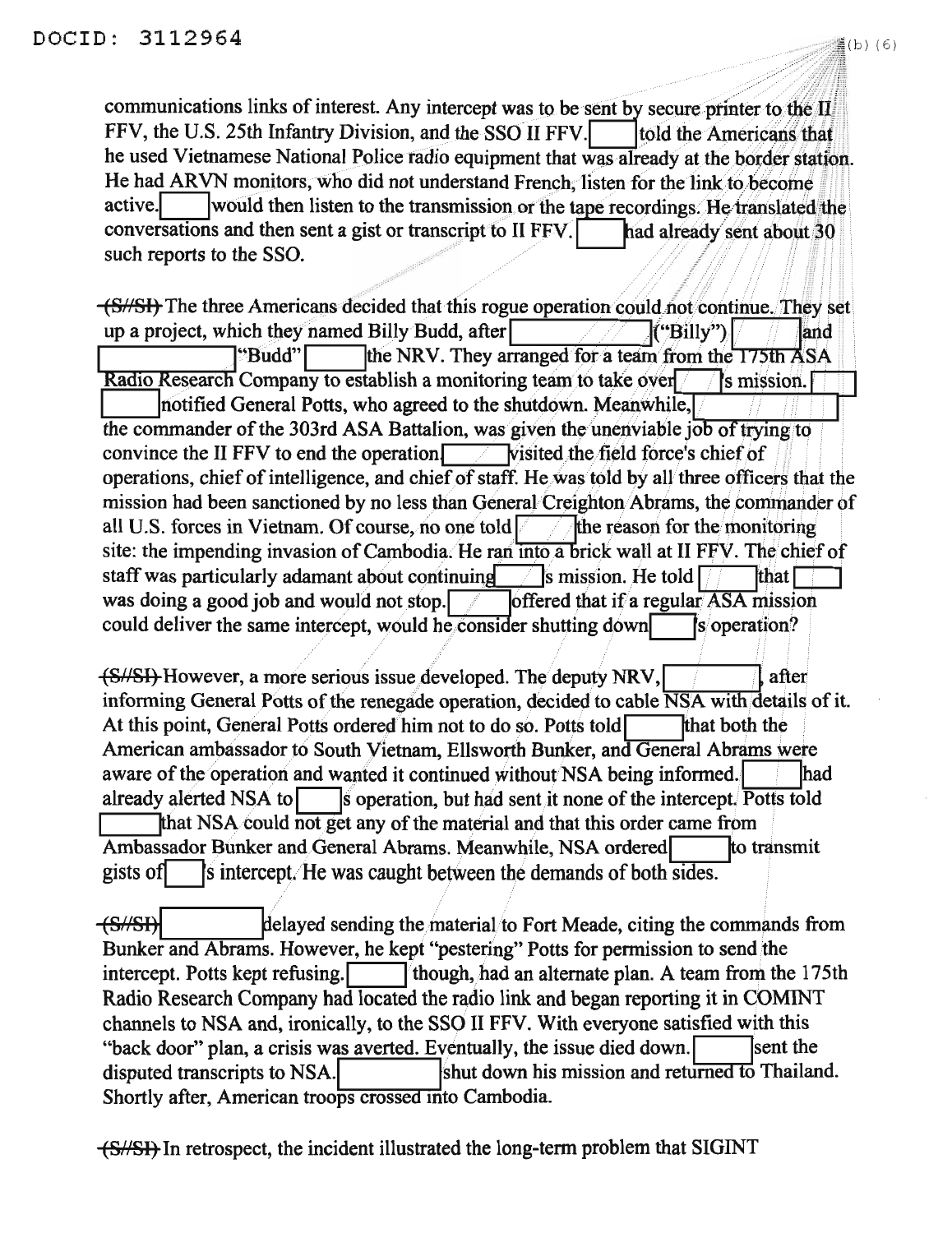communications links of interest. Any intercept was to be sent by secure printer to the II FFV, the U.S. 25th Infantry Division, and the SSO II FFV. [ ] told the Americans that he used Vietnamese National Police radio equipment that was already at the border station. He had ARVN monitors, who did not understand French, listen for the link to become active. [ ] would then listen to the transmission or the tape recordings. He translated the conversations and then sent a gist or transcript to II FFV. [ ] had already sent about 30 such reports to the SSO.

~~(S//SI)~~ The three Americans decided that this rogue operation could not continue. They set up a project, which they named Billy Budd, after [ ] ("Billy") [ ] and [ ] "Budd" [ ] the NRV. They arranged for a team from the 175th ASA Radio Research Company to establish a monitoring team to take over [ ]'s mission. [ ] notified General Potts, who agreed to the shutdown. Meanwhile, [ ] the commander of the 303rd ASA Battalion, was given the unenviable job of trying to convince the II FFV to end the operation. [ ] visited the field force's chief of operations, chief of intelligence, and chief of staff. He was told by all three officers that the mission had been sanctioned by no less than General Creighton Abrams, the commander of all U.S. forces in Vietnam. Of course, no one told [ ] the reason for the monitoring site: the impending invasion of Cambodia. He ran into a brick wall at II FFV. The chief of staff was particularly adamant about continuing [ ]'s mission. He told [ ] that [ ] was doing a good job and would not stop. [ ] offered that if a regular ASA mission could deliver the same intercept, would he consider shutting down [ ]'s operation?

~~(S//SI)~~ However, a more serious issue developed. The deputy NRV, [ ], after informing General Potts of the renegade operation, decided to cable NSA with details of it. At this point, General Potts ordered him not to do so. Potts told [ ] that both the American ambassador to South Vietnam, Ellsworth Bunker, and General Abrams were aware of the operation and wanted it continued without NSA being informed. [ ] had already alerted NSA to [ ]'s operation, but had sent it none of the intercept. Potts told [ ] that NSA could not get any of the material and that this order came from Ambassador Bunker and General Abrams. Meanwhile, NSA ordered [ ] to transmit gists of [ ]'s intercept. He was caught between the demands of both sides.

~~(S//SI)~~ [ ] delayed sending the material to Fort Meade, citing the commands from Bunker and Abrams. However, he kept "pestering" Potts for permission to send the intercept. Potts kept refusing. [ ] though, had an alternate plan. A team from the 175th Radio Research Company had located the radio link and began reporting it in COMINT channels to NSA and, ironically, to the SSO II FFV. With everyone satisfied with this "back door" plan, a crisis was averted. Eventually, the issue died down. [ ] sent the disputed transcripts to NSA. [ ] shut down his mission and returned to Thailand. Shortly after, American troops crossed into Cambodia.

~~(S//SI)~~ In retrospect, the incident illustrated the long-term problem that SIGINT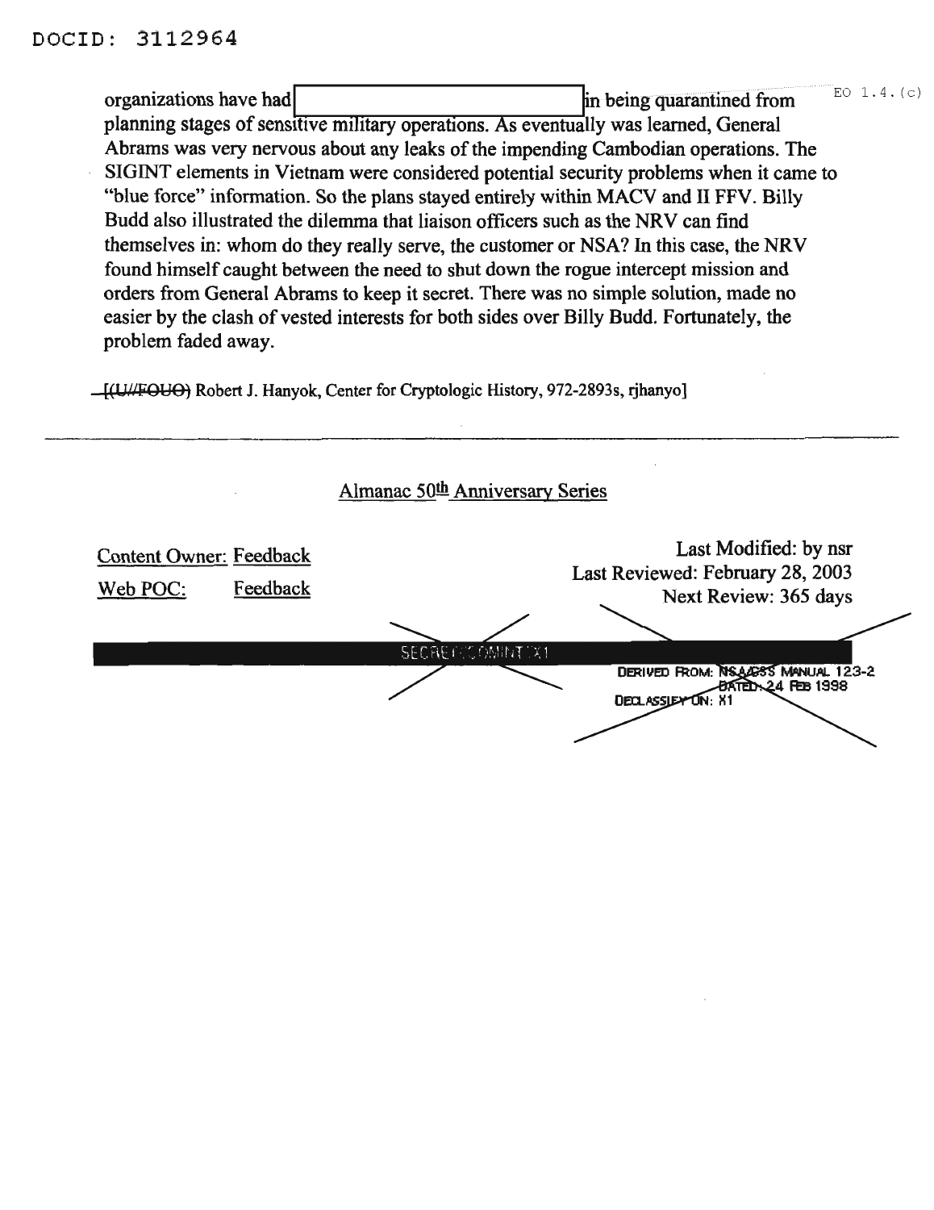organizations have had [redacted] in being quarantined from planning stages of sensitive military operations. As eventually was learned, General Abrams was very nervous about any leaks of the impending Cambodian operations. The SIGINT elements in Vietnam were considered potential security problems when it came to "blue force" information. So the plans stayed entirely within MACV and II FFV. Billy Budd also illustrated the dilemma that liaison officers such as the NRV can find themselves in: whom do they really serve, the customer or NSA? In this case, the NRV found himself caught between the need to shut down the rogue intercept mission and orders from General Abrams to keep it secret. There was no simple solution, made no easier by the clash of vested interests for both sides over Billy Budd. Fortunately, the problem faded away.

EO 1.4.(c)

[~~(U//FOUO)~~ Robert J. Hanyok, Center for Cryptologic History, 972-2893s, rjhanyo]

---

Almanac 50th Anniversary Series

Content Owner: Feedback

Web POC: Feedback

Last Modified: by nsr

Last Reviewed: February 28, 2003

Next Review: 365 days

~~SECRET//COMINT//X1~~

~~DERIVED FROM: NSA/CSS MANUAL 123-2~~
~~DATED: 24 FEB 1998~~
~~DECLASSIFY ON: X1~~